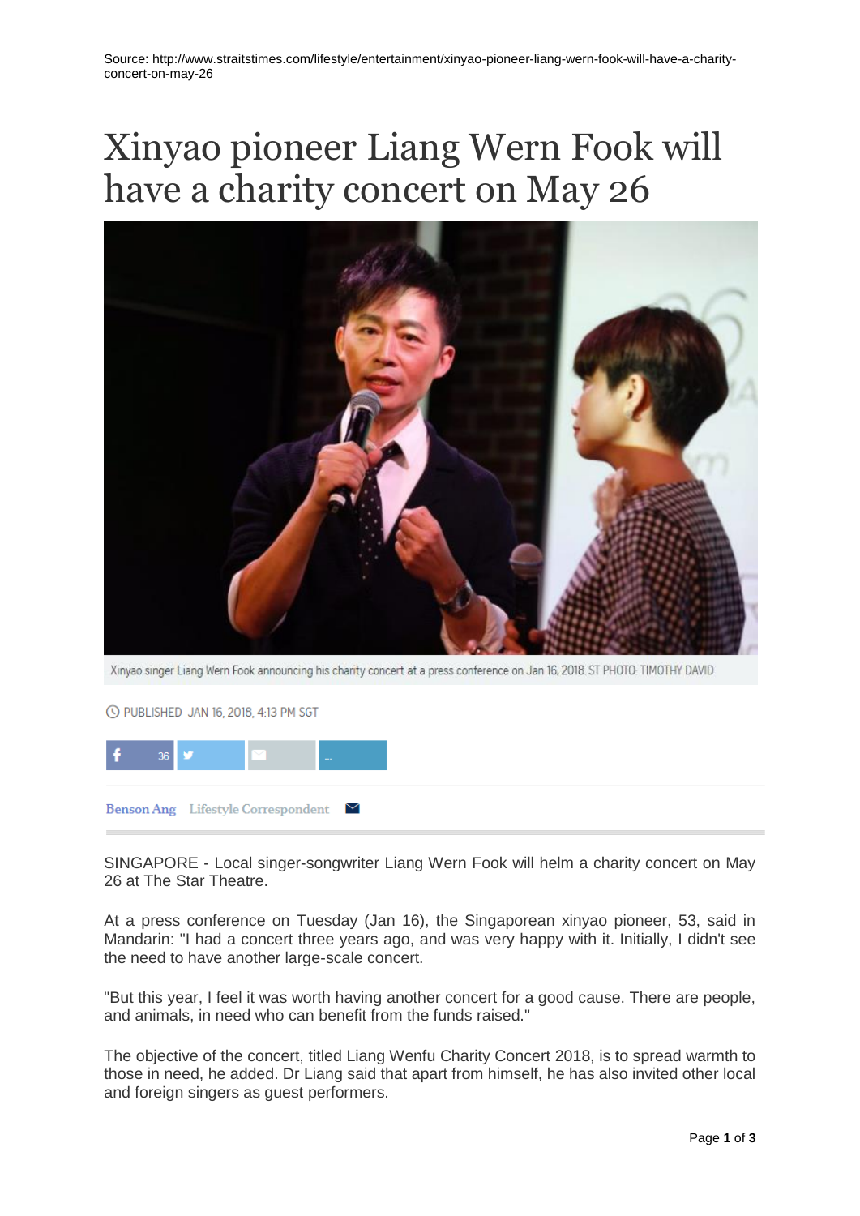Source: http://www.straitstimes.com/lifestyle/entertainment/xinyao-pioneer-liang-wern-fook-will-have-a-charity-concert-on-may-26

# Xinyao pioneer Liang Wern Fook will have a charity concert on May 26

Xinyao singer Liang Wern Fook announcing his charity concert at a press conference on Jan 16, 2018. ST PHOTO: TIMOTHY DAVID

PUBLISHED JAN 16, 2018, 4:13 PM SGT

Benson Ang Lifestyle Correspondent

SINGAPORE - Local singer-songwriter Liang Wern Fook will helm a charity concert on May 26 at The Star Theatre.

At a press conference on Tuesday (Jan 16), the Singaporean xinyao pioneer, 53, said in Mandarin: "I had a concert three years ago, and was very happy with it. Initially, I didn't see the need to have another large-scale concert.

"But this year, I feel it was worth having another concert for a good cause. There are people, and animals, in need who can benefit from the funds raised."

The objective of the concert, titled Liang Wenfu Charity Concert 2018, is to spread warmth to those in need, he added. Dr Liang said that apart from himself, he has also invited other local and foreign singers as guest performers.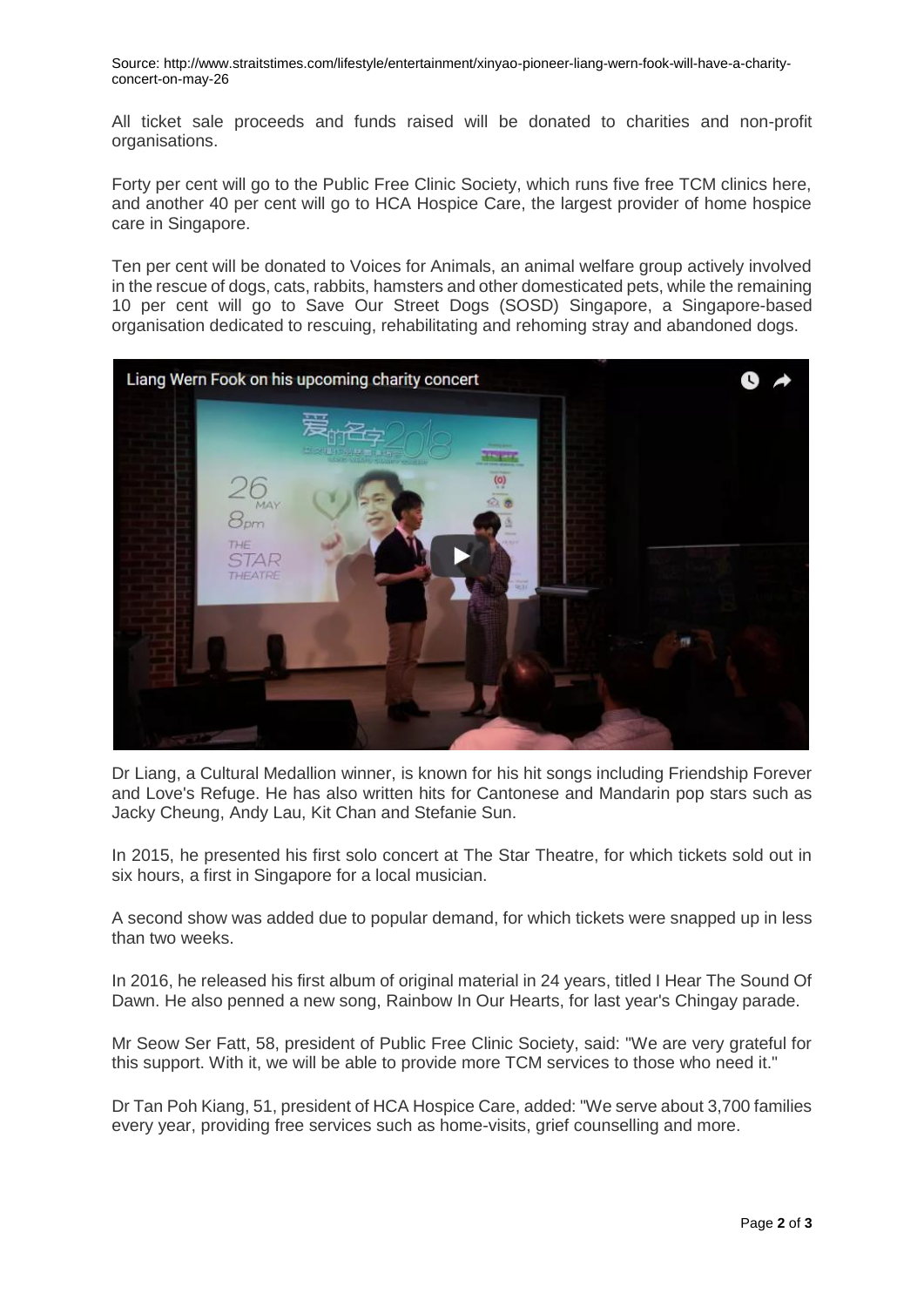Source: http://www.straitstimes.com/lifestyle/entertainment/xinyao-pioneer-liang-wern-fook-will-have-a-charity-concert-on-may-26

All ticket sale proceeds and funds raised will be donated to charities and non-profit organisations.

Forty per cent will go to the Public Free Clinic Society, which runs five free TCM clinics here, and another 40 per cent will go to HCA Hospice Care, the largest provider of home hospice care in Singapore.

Ten per cent will be donated to Voices for Animals, an animal welfare group actively involved in the rescue of dogs, cats, rabbits, hamsters and other domesticated pets, while the remaining 10 per cent will go to Save Our Street Dogs (SOSD) Singapore, a Singapore-based organisation dedicated to rescuing, rehabilitating and rehoming stray and abandoned dogs.

Liang Wern Fook on his upcoming charity concert

Dr Liang, a Cultural Medallion winner, is known for his hit songs including Friendship Forever and Love's Refuge. He has also written hits for Cantonese and Mandarin pop stars such as Jacky Cheung, Andy Lau, Kit Chan and Stefanie Sun.

In 2015, he presented his first solo concert at The Star Theatre, for which tickets sold out in six hours, a first in Singapore for a local musician.

A second show was added due to popular demand, for which tickets were snapped up in less than two weeks.

In 2016, he released his first album of original material in 24 years, titled I Hear The Sound Of Dawn. He also penned a new song, Rainbow In Our Hearts, for last year's Chingay parade.

Mr Seow Ser Fatt, 58, president of Public Free Clinic Society, said: "We are very grateful for this support. With it, we will be able to provide more TCM services to those who need it."

Dr Tan Poh Kiang, 51, president of HCA Hospice Care, added: "We serve about 3,700 families every year, providing free services such as home-visits, grief counselling and more.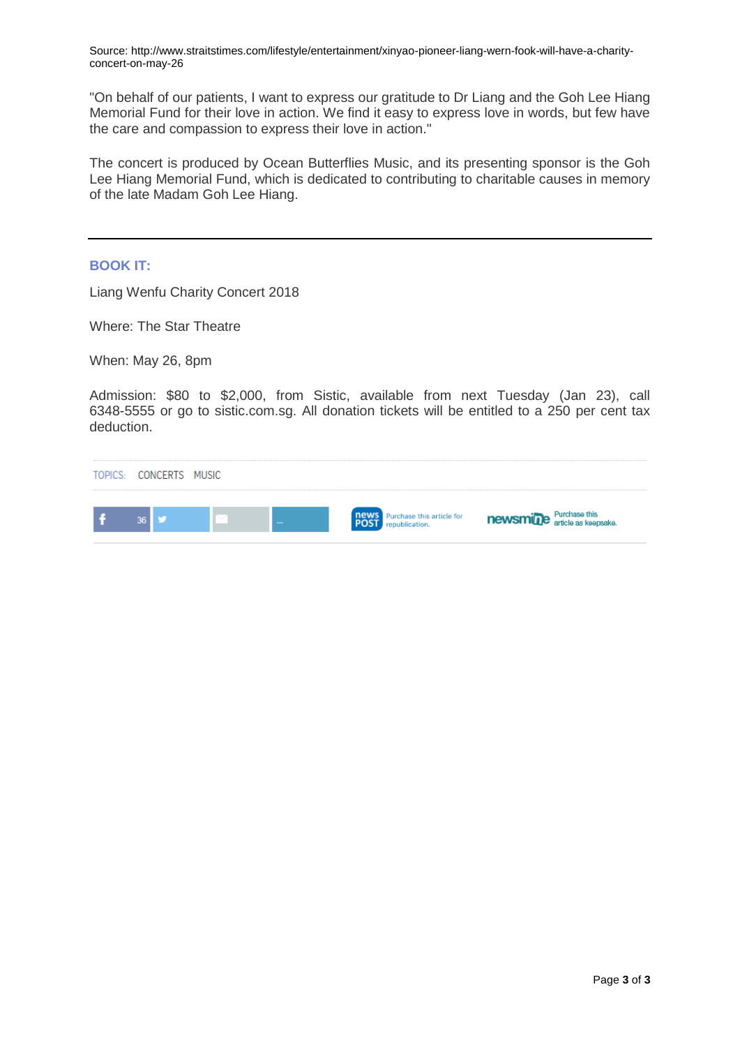Source: http://www.straitstimes.com/lifestyle/entertainment/xinyao-pioneer-liang-wern-fook-will-have-a-charity-concert-on-may-26

"On behalf of our patients, I want to express our gratitude to Dr Liang and the Goh Lee Hiang Memorial Fund for their love in action. We find it easy to express love in words, but few have the care and compassion to express their love in action."

The concert is produced by Ocean Butterflies Music, and its presenting sponsor is the Goh Lee Hiang Memorial Fund, which is dedicated to contributing to charitable causes in memory of the late Madam Goh Lee Hiang.

---

**BOOK IT:**

Liang Wenfu Charity Concert 2018

Where: The Star Theatre

When: May 26, 8pm

Admission: $80 to $2,000, from Sistic, available from next Tuesday (Jan 23), call 6348-5555 or go to sistic.com.sg. All donation tickets will be entitled to a 250 per cent tax deduction.

TOPICS: CONCERTS MUSIC

36

news POST Purchase this article for republication.

newsmine Purchase this article as keepsake.